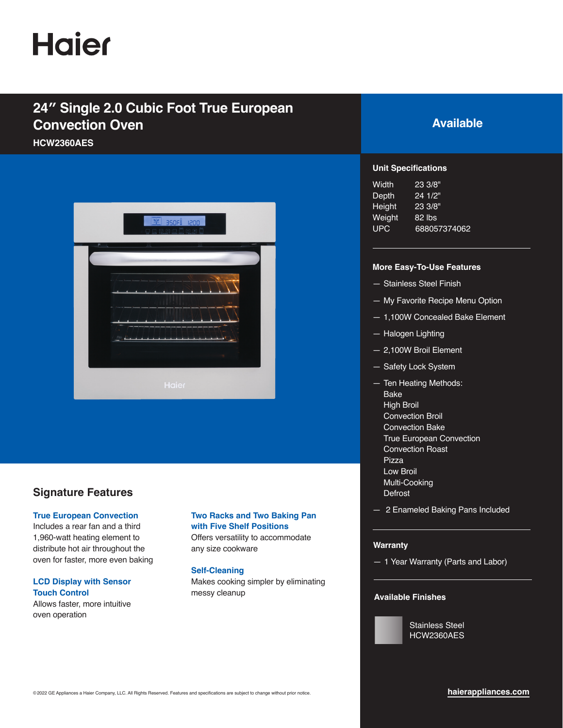Haier

# 24″ Single 2.0 Cubic Foot True European Convection Oven

**HCW2360AES**

## Available

### Unit Specifications

| | |
|---|---|
| Width | 23 3/8" |
| Depth | 24 1/2" |
| Height | 23 3/8" |
| Weight | 82 lbs |
| UPC | 688057374062 |

### More Easy-To-Use Features

- Stainless Steel Finish
- My Favorite Recipe Menu Option
- 1,100W Concealed Bake Element
- Halogen Lighting
- 2,100W Broil Element
- Safety Lock System
- Ten Heating Methods:
  Bake
  High Broil
  Convection Broil
  Convection Bake
  True European Convection
  Convection Roast
  Pizza
  Low Broil
  Multi-Cooking
  Defrost
- 2 Enameled Baking Pans Included

### Warranty

- 1 Year Warranty (Parts and Labor)

### Available Finishes

Stainless Steel
HCW2360AES

## Signature Features

**True European Convection**
Includes a rear fan and a third 1,960-watt heating element to distribute hot air throughout the oven for faster, more even baking

**LCD Display with Sensor Touch Control**
Allows faster, more intuitive oven operation

**Two Racks and Two Baking Pan with Five Shelf Positions**
Offers versatility to accommodate any size cookware

**Self-Cleaning**
Makes cooking simpler by eliminating messy cleanup

©2022 GE Appliances a Haier Company, LLC. All Rights Reserved. Features and specifications are subject to change without prior notice.

haierappliances.com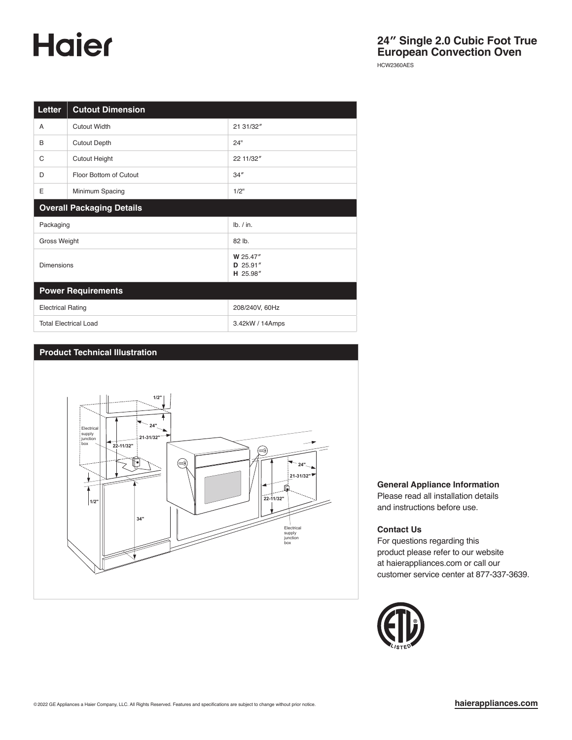# Haier

## 24″ Single 2.0 Cubic Foot True European Convection Oven

HCW2360AES

| Letter | Cutout Dimension | |
|---|---|---|
| A | Cutout Width | 21 31/32″ |
| B | Cutout Depth | 24" |
| C | Cutout Height | 22 11/32″ |
| D | Floor Bottom of Cutout | 34″ |
| E | Minimum Spacing | 1/2" |
| **Overall Packaging Details** | | |
| Packaging | | lb. / in. |
| Gross Weight | | 82 lb. |
| Dimensions | | **W** 25.47″ **D** 25.91″ **H** 25.98″ |
| **Power Requirements** | | |
| Electrical Rating | | 208/240V, 60Hz |
| Total Electrical Load | | 3.42kW / 14Amps |

## Product Technical Illustration

1/2"
24"
Electrical supply junction box
21-31/32"
22-11/32"
1/2"
34"
24"
21-31/32"
22-11/32"
Electrical supply junction box

**General Appliance Information**
Please read all installation details and instructions before use.

**Contact Us**
For questions regarding this product please refer to our website at haierappliances.com or call our customer service center at 877-337-3639.

©2022 GE Appliances a Haier Company, LLC. All Rights Reserved. Features and specifications are subject to change without prior notice.

**haierappliances.com**